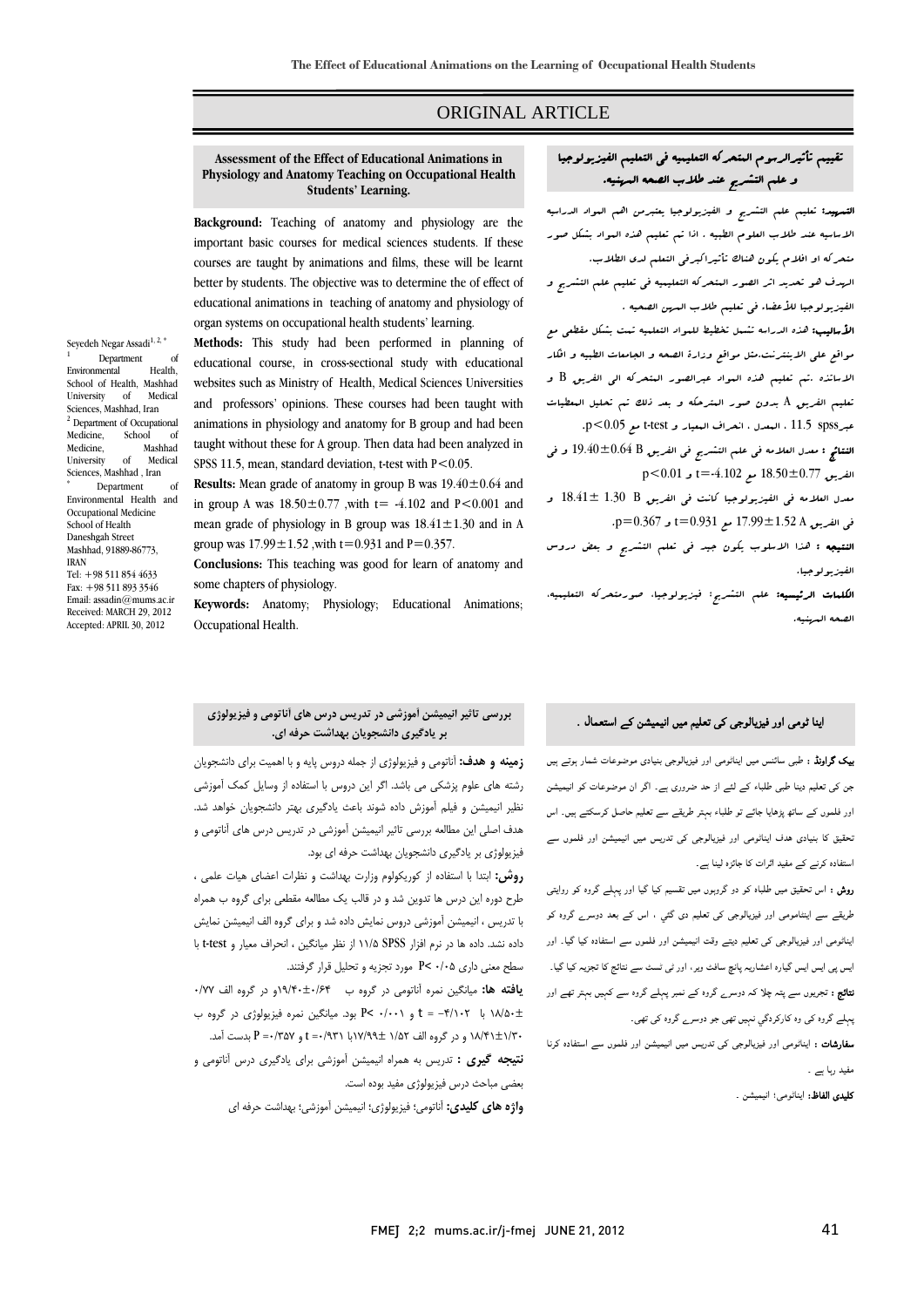# ORIGINAL ARTICLE

## Assessment of the Effect of Educational Animations in Physiology and Anatomy Teaching on Occupational Health Students' Learning.

Seyedeh Negar Assadi[1, 2, *]

[1] Department of Environmental Health, School of Health, Mashhad University of Medical Sciences, Mashhad, Iran
[2] Department of Occupational Medicine, School of Medicine, Mashhad University of Medical Sciences, Mashhad, Iran
[*] Department of Environmental Health and Occupational Medicine School of Health Daneshgah Street Mashhad, 91889-86773, IRAN
Tel: +98 511 854 4633
Fax: +98 511 893 3546
Email: assadin@mums.ac.ir
Received: MARCH 29, 2012
Accepted: APRIL 30, 2012

**Background:** Teaching of anatomy and physiology are the important basic courses for medical sciences students. If these courses are taught by animations and films, these will be learnt better by students. The objective was to determine the of effect of educational animations in teaching of anatomy and physiology of organ systems on occupational health students' learning.

**Methods:** This study had been performed in planning of educational course, in cross-sectional study with educational websites such as Ministry of Health, Medical Sciences Universities and professors' opinions. These courses had been taught with animations in physiology and anatomy for B group and had been taught without these for A group. Then data had been analyzed in SPSS 11.5, mean, standard deviation, t-test with $P<0.05$.

**Results:** Mean grade of anatomy in group B was $19.40\pm0.64$ and in group A was $18.50\pm0.77$ ,with $t= -4.102$ and $P<0.001$ and mean grade of physiology in B group was $18.41\pm1.30$ and in A group was $17.99\pm1.52$ ,with $t=0.931$ and $P=0.357$.

**Conclusions:** This teaching was good for learn of anatomy and some chapters of physiology.

**Keywords:** Anatomy; Physiology; Educational Animations; Occupational Health.

## تقييم تأثيرالرسوم المتحركه التعليميه في التعليم الفيزيولوجيا و علم التشريح عند طلاب الصحه المهنيه.

**التمهيد:** تعليم علم التشريح و الفيزيولوجيا يعتبرمن اهم المواد الدراسيه الاساسيه عند طلاب العلوم الطبيه . اذا تم تعليم هذه المواد بشكل صور متحركه او افلام يكون هناك تأثيراكبرفي التعلم لدى الطلاب.

الهدف هو تحديد اثر الصور المتحركه التعليميه في تعليم علم التشريح و الفيزيولوجيا للأعضاء في تعليم طلاب المهن الصحيه .

**الأساليب:** هذه الدراسه تشمل تخطيط للمواد التعليميه تمت بشكل مقطعي مع مواقع على الانترنت،مثل مواقع وزارة الصحه و الجامعات الطبيه و افكار الاساتذه .تم تعليم هذه المواد عبرالصور المتحركه الى الفريق B و تعليم الفريق A بدون صور المتحركه و بعد ذلك تم تحليل المعطيات عبر11.5 spss ، المعدل ، انحراف المعيار و t-test مع p<0.05.

**النتائج :** معدل العلامه في علم التشريح في الفريق B 0.64±19.40 و في الفريق 0.77±18.50 مع t=-4.102 و p<0.01

معدل العلامه في الفيزيولوجيا كانت في الفريق B 1.30 ± 18.41 و في الفريق A 1.52±17.99 مع t=0.931 و p=0.367.

**النتيجه :** هذا الاسلوب يكون جيد في تعلم علم التشريح و بعض دروس الفيزيولوجيا.

**الكلمات الرئيسيه:** علم التشريح؛ فيزيولوجيا؛ صورمتحركه التعليميه؛ الصحه المهنيه.

## بررسی تاثیر انیمیشن آموزشی در تدریس درس های آناتومی و فیزیولوژی بر یادگیری دانشجویان بهداشت حرفه ای.

**زمینه و هدف:** آناتومی و فیزیولوژی از جمله دروس پایه و با اهمیت برای دانشجویان رشته های علوم پزشکی می باشد. اگر این دروس با استفاده از وسایل کمک آموزشی نظیر انیمیشن و فیلم آموزش داده شوند باعث یادگیری بهتر دانشجویان خواهد شد. هدف اصلی این مطالعه بررسی تاثیر انیمیشن آموزشی در تدریس درس های آناتومی و فیزیولوژی بر یادگیری دانشجویان بهداشت حرفه ای بود.

**روش:** ابتدا با استفاده از کوریکولوم وزارت بهداشت و نظرات اعضای هیات علمی ، طرح دوره این درس ها تدوین شد و در قالب یک مطالعه مقطعی برای گروه ب همراه با تدریس ، انیمیشن آموزشی دروس نمایش داده شد و برای گروه الف انیمیشن نمایش داده نشد. داده ها در نرم افزار SPSS ۱۱/۵ از نظر میانگین ، انحراف معیار و t-test با سطح معنی داری P< ۰/۰۵ مورد تجزیه و تحلیل قرار گرفتند.

**یافته ها:** میانگین نمره آناتومی در گروه ب ۰/۶۴±۱۹/۴۰و در گروه الف ۰/۷۷ ±۱۸/۵۰ با t = -۴/۱۰۲ و P< ۰/۰۰۱ بود. میانگین نمره فیزیولوژی در گروه ب ۱/۳۰±۱۸/۴۱ و در گروه الف ۱/۵۲ ±۱۷/۹۹با t =۰/۹۳۱ و P =۰/۳۵۷ بدست آمد.

**نتیجه گیری :** تدریس به همراه انیمیشن آموزشی برای یادگیری درس آناتومی و بعضی مباحث درس فیزیولوژی مفید بوده است.

**واژه های کلیدی:** آناتومی؛ فیزیولوژی؛ انیمیشن آموزشی؛ بهداشت حرفه ای

## اینا ٹومی اور فیزیالوجی کی تعلیم میں انیمیشن کے استعمال .

**بیک گراونڈ :** طبی سائنس میں اینا ٹومی اور فیزیالوجی بنیادی موضوعات شمار ہوتے ہیں جن کی تعلیم دینا طبی طلباء کے لئے از حد ضروری ہے۔ اگر ان موضوعات کو انیمیشن اور فلموں کے ساتھ پڑھایا جائے تو طلباء بہتر طریقے سے تعلیم حاصل کرسکتے ہیں۔ اس تحقیق کا بنیادی ھدف اینا ٹومی اور فیزیالوجی کی تدریس میں انیمیشن اور فلموں سے استفادہ کرنے کے مفید اثرات کا جائزہ لینا ہے۔

**روش :** اس تحقیق میں طلباء کو دو گروہوں میں تقسیم کیا گيا اور پہلے گروہ کو روایتی طریقے سے اینا ٹومی اور فیزیالوجی کی تعلیم دی گئي ، اس کے بعد دوسرے گروہ کو اینا ٹومی اور فیزیالوجی کی تعلیم دیتے وقت انیمیشن اور فلموں سے استفادہ کیا گيا۔ اور ایس پی ایس ایس گیارہ اعشاریہ پانچ سافٹ ویر، اور ٹی ٹسٹ سے نتائج کا تجزیہ کیا گيا۔

**نتائج :** تجربوں سے پتہ چلا کہ دوسرے گروہ کے نمبر پہلے گروہ سے کہیں بہتر تھے اور پہلے گروہ کی وہ کارکردگي نہیں تھی جو دوسرے گروہ کی تھی۔

**سفارشات :** اینا ٹومی اور فیزیالوجی کی تدریس میں انیمیشن اور فلموں سے استفادہ کرنا مفید رہا ہے ۔

**کلیدی الفاظ:** اینا ٹومی؛ انیمیشن .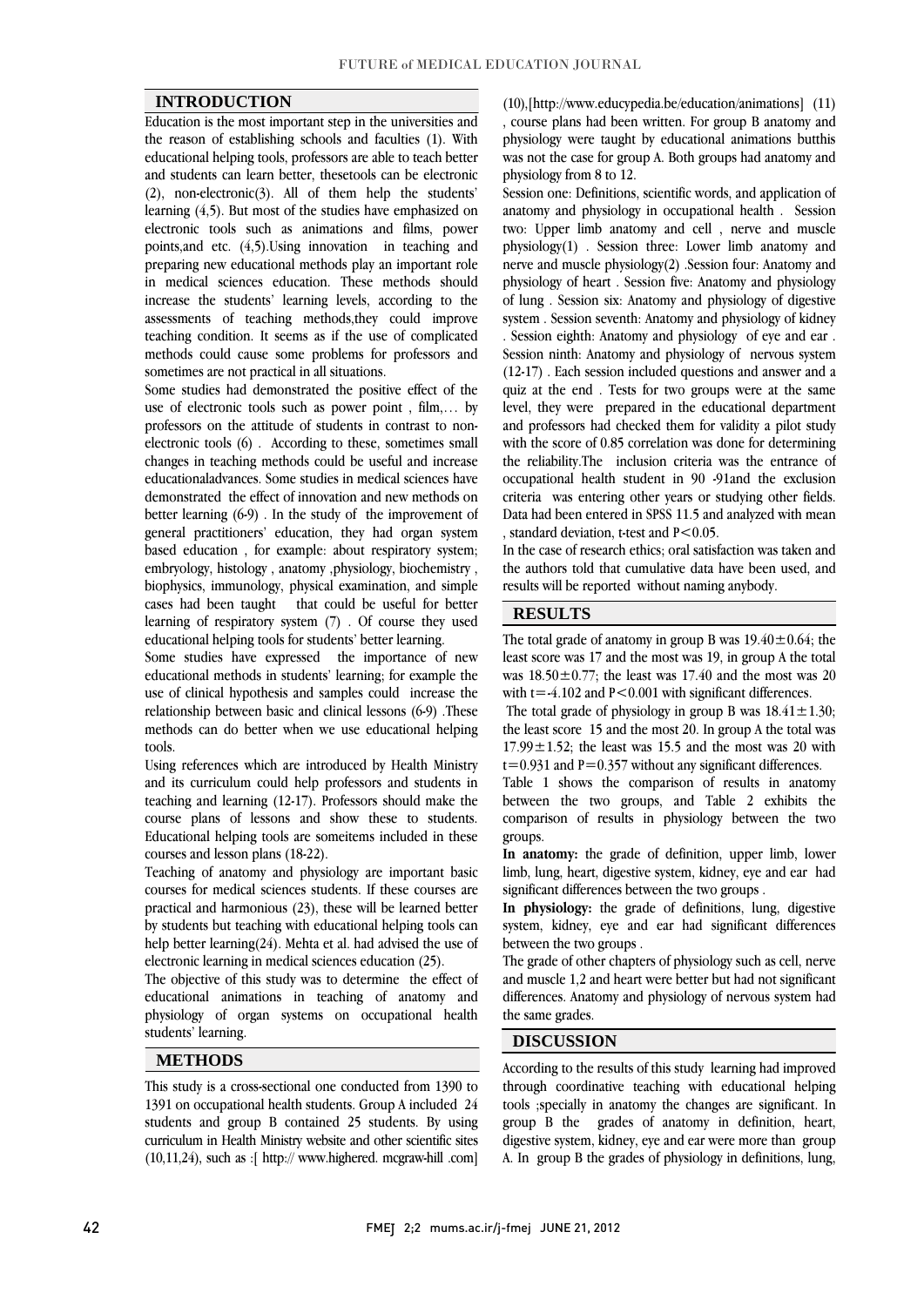## INTRODUCTION

Education is the most important step in the universities and the reason of establishing schools and faculties (1). With educational helping tools, professors are able to teach better and students can learn better, thesetools can be electronic (2), non-electronic(3). All of them help the students' learning (4,5). But most of the studies have emphasized on electronic tools such as animations and films, power points,and etc. (4,5).Using innovation in teaching and preparing new educational methods play an important role in medical sciences education. These methods should increase the students' learning levels, according to the assessments of teaching methods,they could improve teaching condition. It seems as if the use of complicated methods could cause some problems for professors and sometimes are not practical in all situations.

Some studies had demonstrated the positive effect of the use of electronic tools such as power point , film,… by professors on the attitude of students in contrast to non-electronic tools (6) . According to these, sometimes small changes in teaching methods could be useful and increase educationaladvances. Some studies in medical sciences have demonstrated the effect of innovation and new methods on better learning (6-9) . In the study of the improvement of general practitioners' education, they had organ system based education , for example: about respiratory system; embryology, histology , anatomy ,physiology, biochemistry , biophysics, immunology, physical examination, and simple cases had been taught that could be useful for better learning of respiratory system (7) . Of course they used educational helping tools for students' better learning.

Some studies have expressed the importance of new educational methods in students' learning; for example the use of clinical hypothesis and samples could increase the relationship between basic and clinical lessons (6-9) .These methods can do better when we use educational helping tools.

Using references which are introduced by Health Ministry and its curriculum could help professors and students in teaching and learning (12-17). Professors should make the course plans of lessons and show these to students. Educational helping tools are someitems included in these courses and lesson plans (18-22).

Teaching of anatomy and physiology are important basic courses for medical sciences students. If these courses are practical and harmonious (23), these will be learned better by students but teaching with educational helping tools can help better learning(24). Mehta et al. had advised the use of electronic learning in medical sciences education (25).

The objective of this study was to determine the effect of educational animations in teaching of anatomy and physiology of organ systems on occupational health students' learning.

## METHODS

This study is a cross-sectional one conducted from 1390 to 1391 on occupational health students. Group A included 24 students and group B contained 25 students. By using curriculum in Health Ministry website and other scientific sites (10,11,24), such as :[ http:// www.highered. mcgraw-hill .com](10),[http://www.educypedia.be/education/animations] (11) , course plans had been written. For group B anatomy and physiology were taught by educational animations butthis was not the case for group A. Both groups had anatomy and physiology from 8 to 12.

Session one: Definitions, scientific words, and application of anatomy and physiology in occupational health . Session two: Upper limb anatomy and cell , nerve and muscle physiology(1) . Session three: Lower limb anatomy and nerve and muscle physiology(2) .Session four: Anatomy and physiology of heart . Session five: Anatomy and physiology of lung . Session six: Anatomy and physiology of digestive system . Session seventh: Anatomy and physiology of kidney . Session eighth: Anatomy and physiology of eye and ear . Session ninth: Anatomy and physiology of nervous system (12-17) . Each session included questions and answer and a quiz at the end . Tests for two groups were at the same level, they were prepared in the educational department and professors had checked them for validity a pilot study with the score of 0.85 correlation was done for determining the reliability.The inclusion criteria was the entrance of occupational health student in 90 -91and the exclusion criteria was entering other years or studying other fields. Data had been entered in SPSS 11.5 and analyzed with mean , standard deviation, t-test and $P<0.05$.

In the case of research ethics; oral satisfaction was taken and the authors told that cumulative data have been used, and results will be reported without naming anybody.

## RESULTS

The total grade of anatomy in group B was $19.40\pm0.64$; the least score was 17 and the most was 19, in group A the total was $18.50\pm0.77$; the least was 17.40 and the most was 20 with $t=-4.102$ and $P<0.001$ with significant differences.

The total grade of physiology in group B was $18.41\pm1.30$; the least score 15 and the most 20. In group A the total was $17.99\pm1.52$; the least was 15.5 and the most was 20 with $t=0.931$ and $P=0.357$ without any significant differences.

Table 1 shows the comparison of results in anatomy between the two groups, and Table 2 exhibits the comparison of results in physiology between the two groups.

**In anatomy:** the grade of definition, upper limb, lower limb, lung, heart, digestive system, kidney, eye and ear had significant differences between the two groups .

**In physiology:** the grade of definitions, lung, digestive system, kidney, eye and ear had significant differences between the two groups .

The grade of other chapters of physiology such as cell, nerve and muscle 1,2 and heart were better but had not significant differences. Anatomy and physiology of nervous system had the same grades.

## DISCUSSION

According to the results of this study learning had improved through coordinative teaching with educational helping tools ;specially in anatomy the changes are significant. In group B the grades of anatomy in definition, heart, digestive system, kidney, eye and ear were more than group A. In group B the grades of physiology in definitions, lung,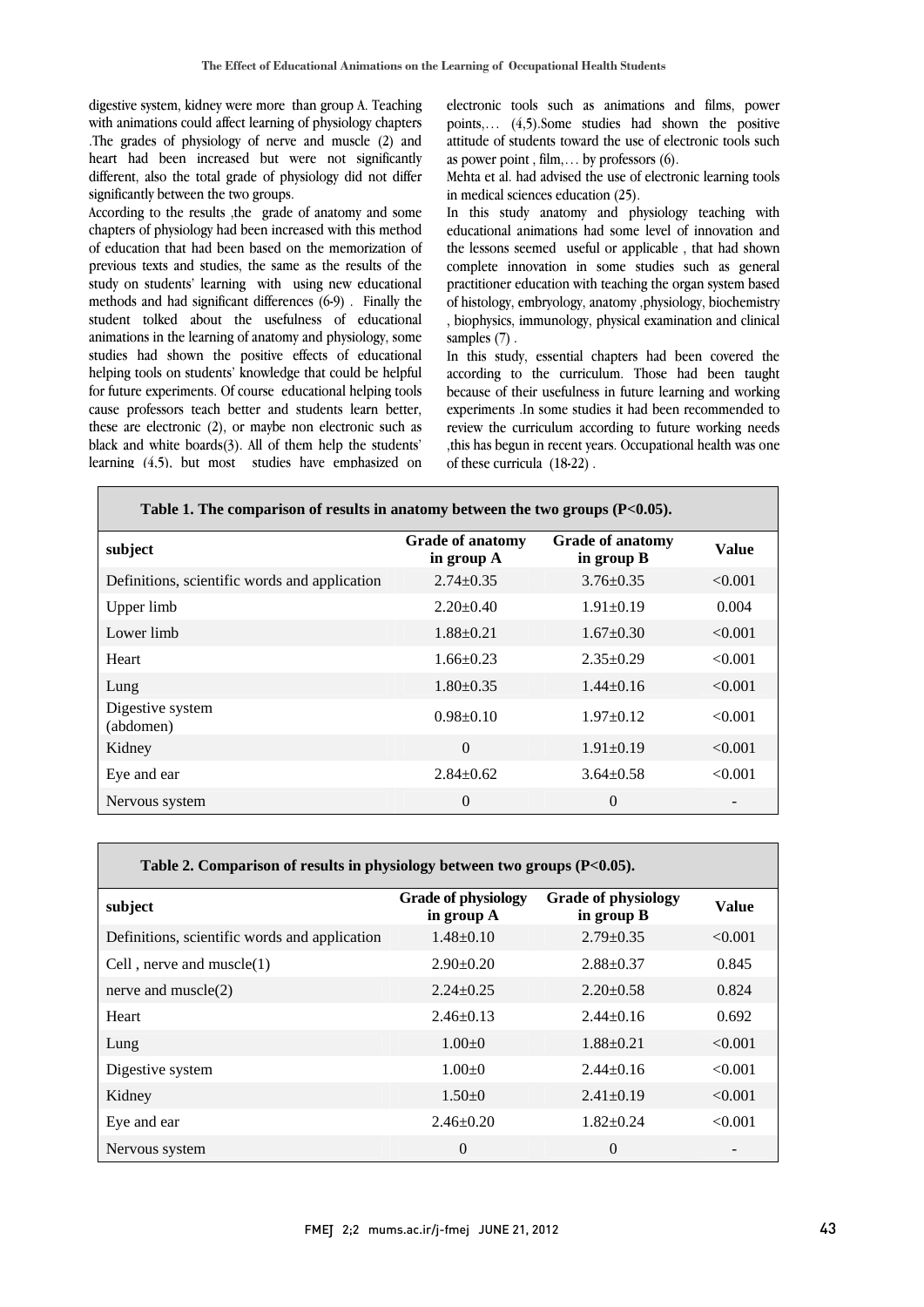digestive system, kidney were more than group A. Teaching with animations could affect learning of physiology chapters .The grades of physiology of nerve and muscle (2) and heart had been increased but were not significantly different, also the total grade of physiology did not differ significantly between the two groups.

According to the results ,the grade of anatomy and some chapters of physiology had been increased with this method of education that had been based on the memorization of previous texts and studies, the same as the results of the study on students' learning with using new educational methods and had significant differences (6-9) . Finally the student tolked about the usefulness of educational animations in the learning of anatomy and physiology, some studies had shown the positive effects of educational helping tools on students' knowledge that could be helpful for future experiments. Of course educational helping tools cause professors teach better and students learn better, these are electronic (2), or maybe non electronic such as black and white boards(3). All of them help the students' learning (4,5), but most studies have emphasized on electronic tools such as animations and films, power points,… (4,5).Some studies had shown the positive attitude of students toward the use of electronic tools such as power point , film,… by professors (6).

Mehta et al. had advised the use of electronic learning tools in medical sciences education (25).

In this study anatomy and physiology teaching with educational animations had some level of innovation and the lessons seemed useful or applicable , that had shown complete innovation in some studies such as general practitioner education with teaching the organ system based of histology, embryology, anatomy ,physiology, biochemistry , biophysics, immunology, physical examination and clinical samples (7) .

In this study, essential chapters had been covered the according to the curriculum. Those had been taught because of their usefulness in future learning and working experiments .In some studies it had been recommended to review the curriculum according to future working needs ,this has begun in recent years. Occupational health was one of these curricula (18-22) .

**Table 1. The comparison of results in anatomy between the two groups (P<0.05).**

| subject | Grade of anatomy in group A | Grade of anatomy in group B | Value |
|---|---|---|---|
| Definitions, scientific words and application | 2.74±0.35 | 3.76±0.35 | <0.001 |
| Upper limb | 2.20±0.40 | 1.91±0.19 | 0.004 |
| Lower limb | 1.88±0.21 | 1.67±0.30 | <0.001 |
| Heart | 1.66±0.23 | 2.35±0.29 | <0.001 |
| Lung | 1.80±0.35 | 1.44±0.16 | <0.001 |
| Digestive system (abdomen) | 0.98±0.10 | 1.97±0.12 | <0.001 |
| Kidney | 0 | 1.91±0.19 | <0.001 |
| Eye and ear | 2.84±0.62 | 3.64±0.58 | <0.001 |
| Nervous system | 0 | 0 | - |

**Table 2. Comparison of results in physiology between two groups (P<0.05).**

| subject | Grade of physiology in group A | Grade of physiology in group B | Value |
|---|---|---|---|
| Definitions, scientific words and application | 1.48±0.10 | 2.79±0.35 | <0.001 |
| Cell , nerve and muscle(1) | 2.90±0.20 | 2.88±0.37 | 0.845 |
| nerve and muscle(2) | 2.24±0.25 | 2.20±0.58 | 0.824 |
| Heart | 2.46±0.13 | 2.44±0.16 | 0.692 |
| Lung | 1.00±0 | 1.88±0.21 | <0.001 |
| Digestive system | 1.00±0 | 2.44±0.16 | <0.001 |
| Kidney | 1.50±0 | 2.41±0.19 | <0.001 |
| Eye and ear | 2.46±0.20 | 1.82±0.24 | <0.001 |
| Nervous system | 0 | 0 | - |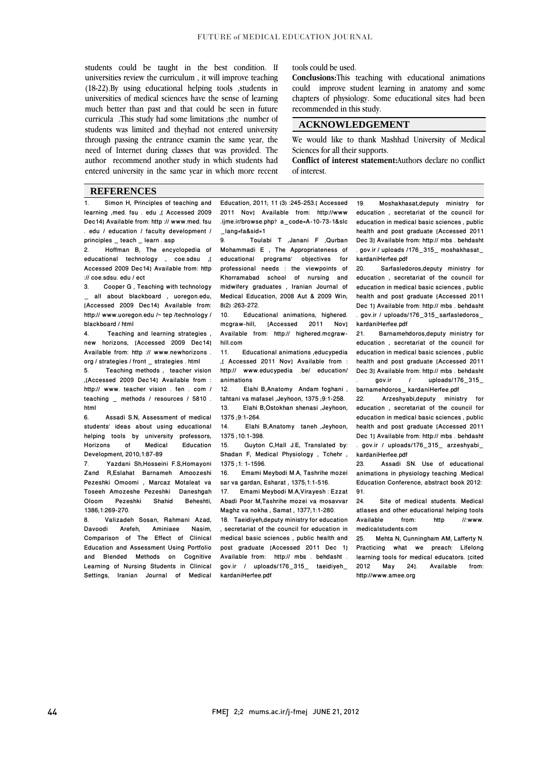students could be taught in the best condition. If universities review the curriculum , it will improve teaching (18-22).By using educational helping tools ,students in universities of medical sciences have the sense of learning much better than past and that could be seen in future curricula .This study had some limitations ;the number of students was limited and theyhad not entered university through passing the entrance examin the same year, the need of Internet during classes that was provided. The author recommend another study in which students had entered university in the same year in which more recent tools could be used.

**Conclusions:**This teaching with educational animations could improve student learning in anatomy and some chapters of physiology. Some educational sites had been recommended in this study.

## ACKNOWLEDGEMENT

We would like to thank Mashhad University of Medical Sciences for all their supports.

**Conflict of interest statement:**Authors declare no conflict of interest.

## REFERENCES

1. Simon H, Principles of teaching and learning ,med. fsu . edu ,[ Accessed 2009 Dec14] Available from: http :// www.med. fsu . edu / education / faculty development / principles _ teach _ learn . asp
2. Hoffman B, The encyclopedia of educational technology , coe.sdsu ,[ Accessed 2009 Dec14] Available from: http :// coe.sdsu. edu / ect
3. Cooper G , Teaching with technology _ all about blackboard , uoregon.edu, [Accessed 2009 Dec14] Available from: http:// www.uoregon.edu /~ tep /technology / blackboard / html
4. Teaching and learning strategies , new horizons, [Accessed 2009 Dec14] Available from: http :// www.newhorizons . org / strategies / front _ strategies . html
5. Teaching methods , teacher vision ,[Accessed 2009 Dec14] Available from : http:// www. teacher vision . fen . com / teaching _ methods / resources / 5810 . html
6. Assadi S.N, Assessment of medical students' ideas about using educational helping tools by university professors, Horizons of Medical Education Development, 2010;1:87-89
7. Yazdani Sh,Hosseini F.S,Homayoni Zand R,Eslahat Barnameh Amoozeshi Pezeshki Omoomi , Marcaz Motaleat va Toseeh Amozeshe Pezeshki Daneshgah Oloom Pezeshki Shahid Beheshti, 1386;1:269-270.
8. Valizadeh Sosan, Rahmani Azad, Davoodi Arefeh, Aminiaee Nasim, Comparison of The Effect of Clinical Education and Assessment Using Portfolio and Blended Methods on Cognitive Learning of Nursing Students in Clinical Settings, Iranian Journal of Medical Education, 2011; 11 (3) :245-253.[ Accessed 2011 Nov] Available from: http://www .ijme.ir/browse.php? a_code=A-10-73-1&slc _lang=fa&sid=1
9. Toulabi T ,Janani F ,Qurban Mohammadi E , The Appropriateness of educational programs' objectives for professional needs : the viewpoints of Khorramabad school of nursing and midwifery graduates , Iranian Journal of Medical Education, 2008 Aut & 2009 Win; 8(2) :263-272.
10. Educational animations, highered. mcgraw-hill, [Accessed 2011 Nov] Available from: http:// highered.mcgraw-hill.com
11. Educational animations ,educypedia ,[ Accessed 2011 Nov] Available from : http:// www.educypedia .be/ education/ animations
12. Elahi B,Anatomy Andam foghani , tahtani va mafasel ,Jeyhoon, 1375 ;9:1-258.
13. Elahi B,Ostokhan shenasi ,Jeyhoon, 1375 ;9:1-264.
14. Elahi B,Anatomy taneh ,Jeyhoon, 1375 ;10:1-398.
15. Guyton C,Hall J.E, Translated by: Shadan F, Medical Physiology , Tchehr , 1375 ;1: 1-1596.
16. Emami Meybodi M.A, Tashrihe mozei sar va gardan, Esharat , 1375;1:1-516.
17. Emami Meybodi M.A,Virayesh : Ezzat Abadi Poor M,Tashrihe mozei va mosavvar Maghz va nokha , Samat , 1377;1:1-280.
18. Taeidiyeh,deputy ministry for education , secretariat of the council for education in medical basic sciences , public health and post graduate [Accessed 2011 Dec 1] Available from: http:// mbs . behdasht . gov.ir / uploads/176_315_ taeidiyeh_ kardaniHerfee.pdf
19. Moshakhasat,deputy ministry for education , secretariat of the council for education in medical basic sciences , public health and post graduate [Accessed 2011 Dec 3] Available from: http:// mbs . behdasht . gov.ir / uploads /176_315_ moshakhasat_ kardaniHerfee.pdf
20. Sarfasledoros,deputy ministry for education , secretariat of the council for education in medical basic sciences , public health and post graduate [Accessed 2011 Dec 1] Available from: http:// mbs . behdasht . gov.ir / uploads/176_315_sarfasledoros_ kardaniHerfee.pdf
21. Barnamehdoros,deputy ministry for education , secretariat of the council for education in medical basic sciences , public health and post graduate [Accessed 2011 Dec 3] Available from: http:// mbs . behdasht . gov.ir / uploads/176_315_ barnamehdoros_ kardaniHerfee.pdf
22. Arzeshyabi,deputy ministry for education , secretariat of the council for education in medical basic sciences , public health and post graduate [Accessed 2011 Dec 1] Available from: http:// mbs . behdasht . gov.ir / uploads/176_315_ arzeshyabi_ kardaniHerfee.pdf
23. Assadi SN. Use of educational animations in physiology teaching .Medical Education Conference, abstract book 2012: 91.
24. Site of medical students. Medical atlases and other educational helping tools Available from: http //:www. medicalstudents.com
25. Mehta N, Cunningham AM, Lafferty N. Practicing what we preach: Lifelong learning tools for medical educators. [cited 2012 May 24]. Available from: http://www.amee.org